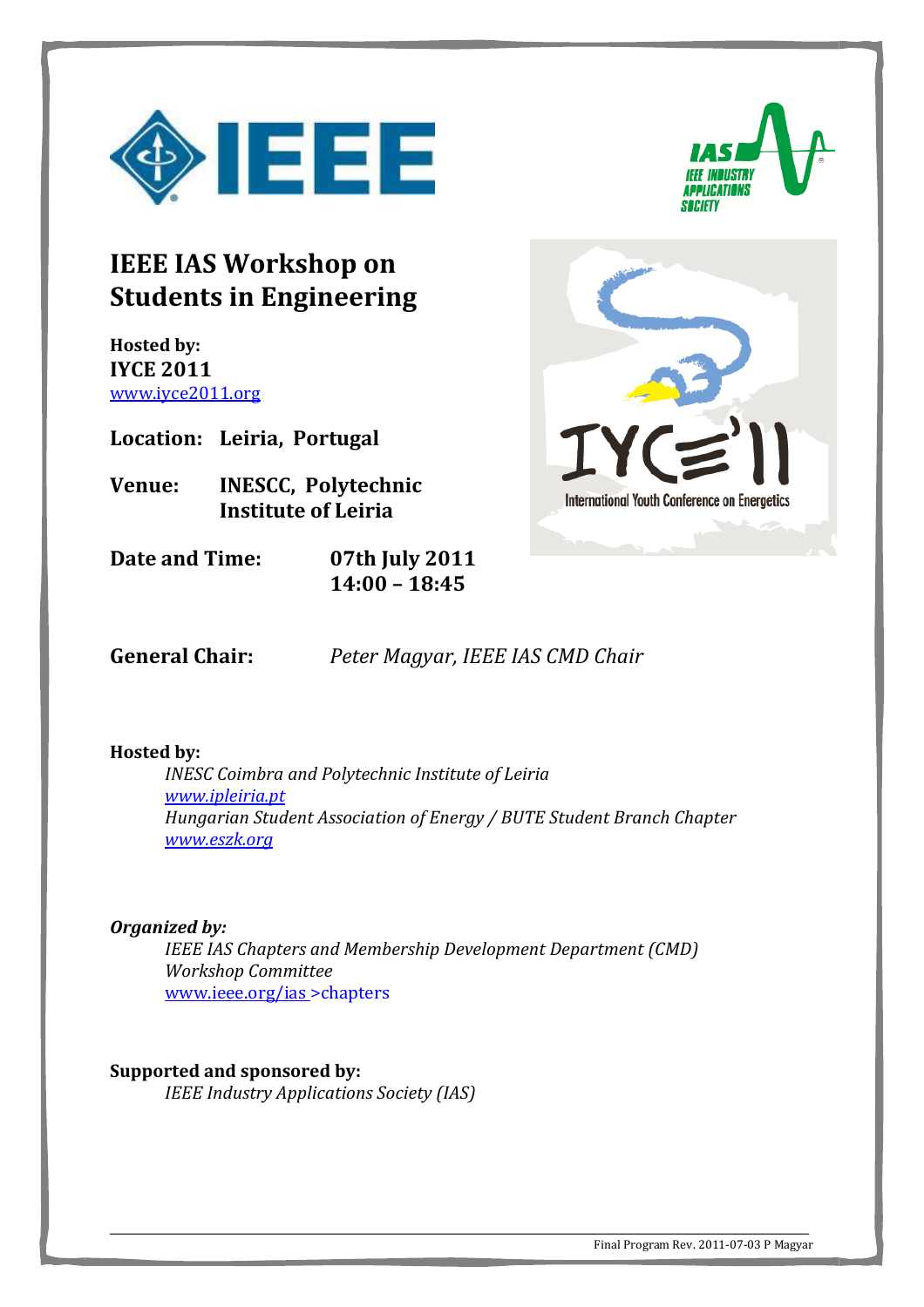# IEEE IAS Workshop on Students in Engineering

**Hosted by:**
**IYCE 2011**
www.iyce2011.org

**Location:** **Leiria, Portugal**

**Venue:** **INESCC, Polytechnic Institute of Leiria**

**Date and Time:** **07th July 2011**
**14:00 – 18:45**

**General Chair:** *Peter Magyar, IEEE IAS CMD Chair*

**Hosted by:**

*INESC Coimbra and Polytechnic Institute of Leiria*
*www.ipleiria.pt*
*Hungarian Student Association of Energy / BUTE Student Branch Chapter*
*www.eszk.org*

***Organized by:***

*IEEE IAS Chapters and Membership Development Department (CMD)*
*Workshop Committee*
www.ieee.org/ias >chapters

**Supported and sponsored by:**

*IEEE Industry Applications Society (IAS)*

Final Program Rev. 2011-07-03 P Magyar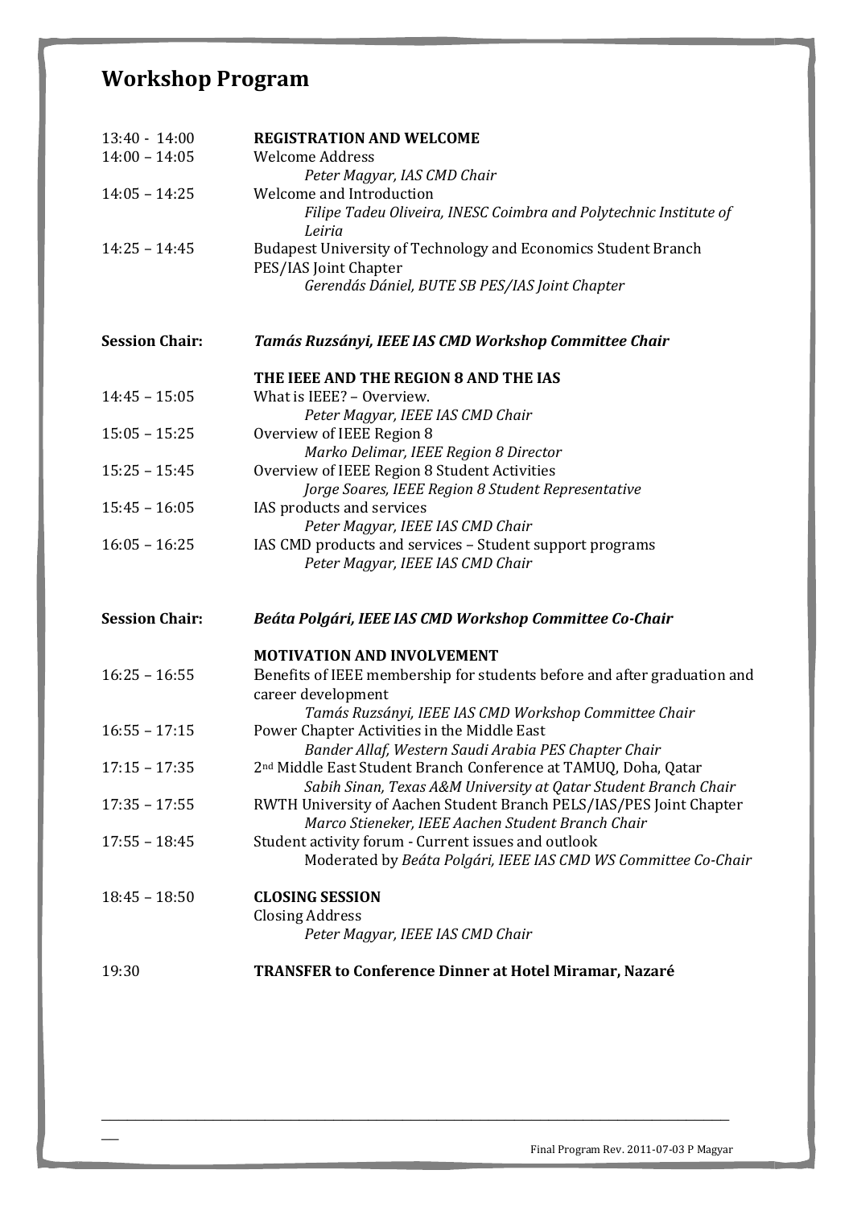# Workshop Program

| | |
|---|---|
| 13:40 - 14:00 | **REGISTRATION AND WELCOME** |
| 14:00 – 14:05 | Welcome Address<br>*Peter Magyar, IAS CMD Chair* |
| 14:05 – 14:25 | Welcome and Introduction<br>*Filipe Tadeu Oliveira, INESC Coimbra and Polytechnic Institute of Leiria* |
| 14:25 – 14:45 | Budapest University of Technology and Economics Student Branch PES/IAS Joint Chapter<br>*Gerendás Dániel, BUTE SB PES/IAS Joint Chapter* |

**Session Chair:** ***Tamás Ruzsányi, IEEE IAS CMD Workshop Committee Chair***

**THE IEEE AND THE REGION 8 AND THE IAS**

| | |
|---|---|
| 14:45 – 15:05 | What is IEEE? – Overview.<br>*Peter Magyar, IEEE IAS CMD Chair* |
| 15:05 – 15:25 | Overview of IEEE Region 8<br>*Marko Delimar, IEEE Region 8 Director* |
| 15:25 – 15:45 | Overview of IEEE Region 8 Student Activities<br>*Jorge Soares, IEEE Region 8 Student Representative* |
| 15:45 – 16:05 | IAS products and services<br>*Peter Magyar, IEEE IAS CMD Chair* |
| 16:05 – 16:25 | IAS CMD products and services – Student support programs<br>*Peter Magyar, IEEE IAS CMD Chair* |

**Session Chair:** ***Beáta Polgári, IEEE IAS CMD Workshop Committee Co-Chair***

**MOTIVATION AND INVOLVEMENT**

| | |
|---|---|
| 16:25 – 16:55 | Benefits of IEEE membership for students before and after graduation and career development<br>*Tamás Ruzsányi, IEEE IAS CMD Workshop Committee Chair* |
| 16:55 – 17:15 | Power Chapter Activities in the Middle East<br>*Bander Allaf, Western Saudi Arabia PES Chapter Chair* |
| 17:15 – 17:35 | 2nd Middle East Student Branch Conference at TAMUQ, Doha, Qatar<br>*Sabih Sinan, Texas A&M University at Qatar Student Branch Chair* |
| 17:35 – 17:55 | RWTH University of Aachen Student Branch PELS/IAS/PES Joint Chapter<br>*Marco Stieneker, IEEE Aachen Student Branch Chair* |
| 17:55 – 18:45 | Student activity forum - Current issues and outlook<br>Moderated by *Beáta Polgári, IEEE IAS CMD WS Committee Co-Chair* |
| 18:45 – 18:50 | **CLOSING SESSION**<br>Closing Address<br>*Peter Magyar, IEEE IAS CMD Chair* |
| 19:30 | **TRANSFER to Conference Dinner at Hotel Miramar, Nazaré** |

Final Program Rev. 2011-07-03 P Magyar